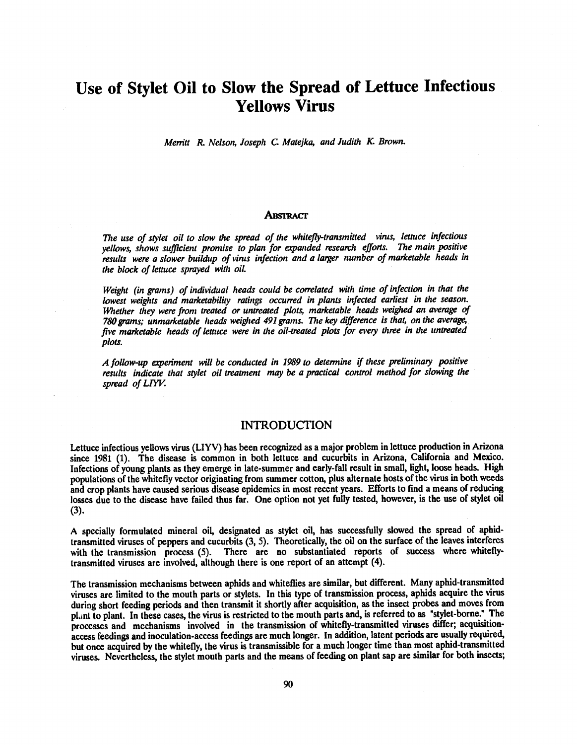# Use of Stylet Oil to Slow the Spread of Lettuce Infectious Yellows Virus

*Merritt R. Nelson, Joseph C. Matejka, and Judith K. Brown.*

## Abstract

*The use of stylet oil to slow the spread of the whitefly-transmitted virus, lettuce infectious yellows, shows sufficient promise to plan for expanded research efforts. The main positive results were a slower buildup of virus infection and a larger number of marketable heads in the block of lettuce sprayed with oil.*

*Weight (in grams) of individual heads could be correlated with time of infection in that the lowest weights and marketability ratings occurred in plants infected earliest in the season. Whether they were from treated or untreated plots, marketable heads weighed an average of 780 grams; unmarketable heads weighed 491 grams. The key difference is that, on the average, five marketable heads of lettuce were in the oil-treated plots for every three in the untreated plots.*

*A follow-up experiment will be conducted in 1989 to determine if these preliminary positive results indicate that stylet oil treatment may be a practical control method for slowing the spread of LIYV.*

## INTRODUCTION

Lettuce infectious yellows virus (LIYV) has been recognized as a major problem in lettuce production in Arizona since 1981 (1). The disease is common in both lettuce and cucurbits in Arizona, California and Mexico. Infections of young plants as they emerge in late-summer and early-fall result in small, light, loose heads. High populations of the whitefly vector originating from summer cotton, plus alternate hosts of the virus in both weeds and crop plants have caused serious disease epidemics in most recent years. Efforts to find a means of reducing losses due to the disease have failed thus far. One option not yet fully tested, however, is the use of stylet oil (3).

A specially formulated mineral oil, designated as stylet oil, has successfully slowed the spread of aphid-transmitted viruses of peppers and cucurbits (3, 5). Theoretically, the oil on the surface of the leaves interferes with the transmission process (5). There are no substantiated reports of success where whitefly-transmitted viruses are involved, although there is one report of an attempt (4).

The transmission mechanisms between aphids and whiteflies are similar, but different. Many aphid-transmitted viruses are limited to the mouth parts or stylets. In this type of transmission process, aphids acquire the virus during short feeding periods and then transmit it shortly after acquisition, as the insect probes and moves from plant to plant. In these cases, the virus is restricted to the mouth parts and, is referred to as "stylet-borne." The processes and mechanisms involved in the transmission of whitefly-transmitted viruses differ; acquisition-access feedings and inoculation-access feedings are much longer. In addition, latent periods are usually required, but once acquired by the whitefly, the virus is transmissible for a much longer time than most aphid-transmitted viruses. Nevertheless, the stylet mouth parts and the means of feeding on plant sap are similar for both insects;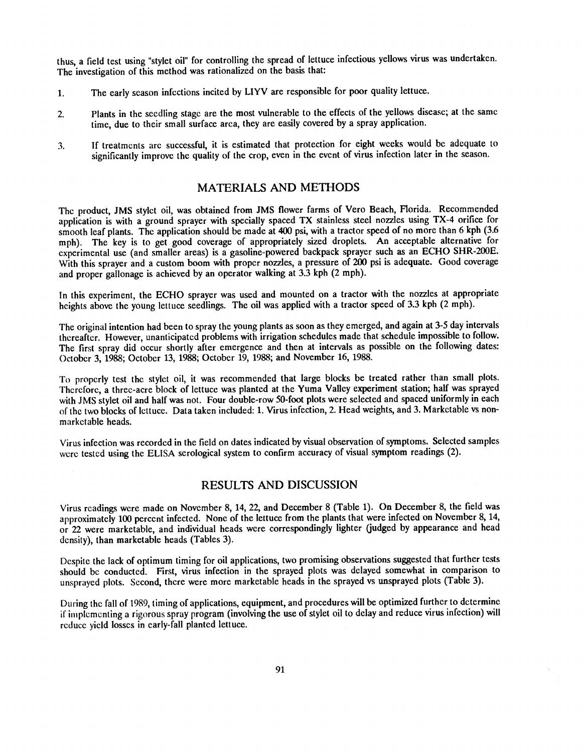thus, a field test using "stylet oil" for controlling the spread of lettuce infectious yellows virus was undertaken. The investigation of this method was rationalized on the basis that:

1. The early season infections incited by LIYV are responsible for poor quality lettuce.

2. Plants in the seedling stage are the most vulnerable to the effects of the yellows disease; at the same time, due to their small surface area, they are easily covered by a spray application.

3. If treatments are successful, it is estimated that protection for eight weeks would be adequate to significantly improve the quality of the crop, even in the event of virus infection later in the season.

## MATERIALS AND METHODS

The product, JMS stylet oil, was obtained from JMS flower farms of Vero Beach, Florida. Recommended application is with a ground sprayer with specially spaced TX stainless steel nozzles using TX-4 orifice for smooth leaf plants. The application should be made at 400 psi, with a tractor speed of no more than 6 kph (3.6 mph). The key is to get good coverage of appropriately sized droplets. An acceptable alternative for experimental use (and smaller areas) is a gasoline-powered backpack sprayer such as an ECHO SHR-200E. With this sprayer and a custom boom with proper nozzles, a pressure of 200 psi is adequate. Good coverage and proper gallonage is achieved by an operator walking at 3.3 kph (2 mph).

In this experiment, the ECHO sprayer was used and mounted on a tractor with the nozzles at appropriate heights above the young lettuce seedlings. The oil was applied with a tractor speed of 3.3 kph (2 mph).

The original intention had been to spray the young plants as soon as they emerged, and again at 3-5 day intervals thereafter. However, unanticipated problems with irrigation schedules made that schedule impossible to follow. The first spray did occur shortly after emergence and then at intervals as possible on the following dates: October 3, 1988; October 13, 1988; October 19, 1988; and November 16, 1988.

To properly test the stylet oil, it was recommended that large blocks be treated rather than small plots. Therefore, a three-acre block of lettuce was planted at the Yuma Valley experiment station; half was sprayed with JMS stylet oil and half was not. Four double-row 50-foot plots were selected and spaced uniformly in each of the two blocks of lettuce. Data taken included: 1. Virus infection, 2. Head weights, and 3. Marketable vs non-marketable heads.

Virus infection was recorded in the field on dates indicated by visual observation of symptoms. Selected samples were tested using the ELISA serological system to confirm accuracy of visual symptom readings (2).

## RESULTS AND DISCUSSION

Virus readings were made on November 8, 14, 22, and December 8 (Table 1). On December 8, the field was approximately 100 percent infected. None of the lettuce from the plants that were infected on November 8, 14, or 22 were marketable, and individual heads were correspondingly lighter (judged by appearance and head density), than marketable heads (Tables 3).

Despite the lack of optimum timing for oil applications, two promising observations suggested that further tests should be conducted. First, virus infection in the sprayed plots was delayed somewhat in comparison to unsprayed plots. Second, there were more marketable heads in the sprayed vs unsprayed plots (Table 3).

During the fall of 1989, timing of applications, equipment, and procedures will be optimized further to determine if implementing a rigorous spray program (involving the use of stylet oil to delay and reduce virus infection) will reduce yield losses in early-fall planted lettuce.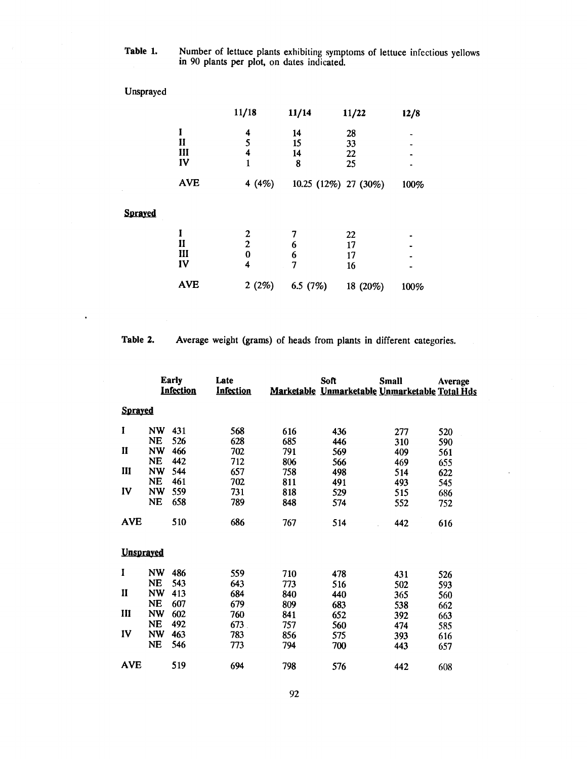**Table 1.** Number of lettuce plants exhibiting symptoms of lettuce infectious yellows in 90 plants per plot, on dates indicated.

| | | 11/18 | 11/14 | 11/22 | 12/8 |
|---|---|---|---|---|---|
| Unsprayed | | | | | |
| | I | 4 | 14 | 28 | - |
| | II | 5 | 15 | 33 | - |
| | III | 4 | 14 | 22 | - |
| | IV | 1 | 8 | 25 | - |
| | AVE | 4 (4%) | 10.25 (12%) | 27 (30%) | 100% |
| **Sprayed** | | | | | |
| | I | 2 | 7 | 22 | - |
| | II | 2 | 6 | 17 | - |
| | III | 0 | 6 | 17 | - |
| | IV | 4 | 7 | 16 | - |
| | AVE | 2 (2%) | 6.5 (7%) | 18 (20%) | 100% |

**Table 2.** Average weight (grams) of heads from plants in different categories.

| | | Early Infection | Late Infection | Marketable | Soft Unmarketable | Small Unmarketable | Average Total Hds |
|---|---|---|---|---|---|---|---|
| **Sprayed** | | | | | | | |
| I | NW | 431 | 568 | 616 | 436 | 277 | 520 |
| | NE | 526 | 628 | 685 | 446 | 310 | 590 |
| II | NW | 466 | 702 | 791 | 569 | 409 | 561 |
| | NE | 442 | 712 | 806 | 566 | 469 | 655 |
| III | NW | 544 | 657 | 758 | 498 | 514 | 622 |
| | NE | 461 | 702 | 811 | 491 | 493 | 545 |
| IV | NW | 559 | 731 | 818 | 529 | 515 | 686 |
| | NE | 658 | 789 | 848 | 574 | 552 | 752 |
| AVE | | 510 | 686 | 767 | 514 | 442 | 616 |
| **Unsprayed** | | | | | | | |
| I | NW | 486 | 559 | 710 | 478 | 431 | 526 |
| | NE | 543 | 643 | 773 | 516 | 502 | 593 |
| II | NW | 413 | 684 | 840 | 440 | 365 | 560 |
| | NE | 607 | 679 | 809 | 683 | 538 | 662 |
| III | NW | 602 | 760 | 841 | 652 | 392 | 663 |
| | NE | 492 | 673 | 757 | 560 | 474 | 585 |
| IV | NW | 463 | 783 | 856 | 575 | 393 | 616 |
| | NE | 546 | 773 | 794 | 700 | 443 | 657 |
| AVE | | 519 | 694 | 798 | 576 | 442 | 608 |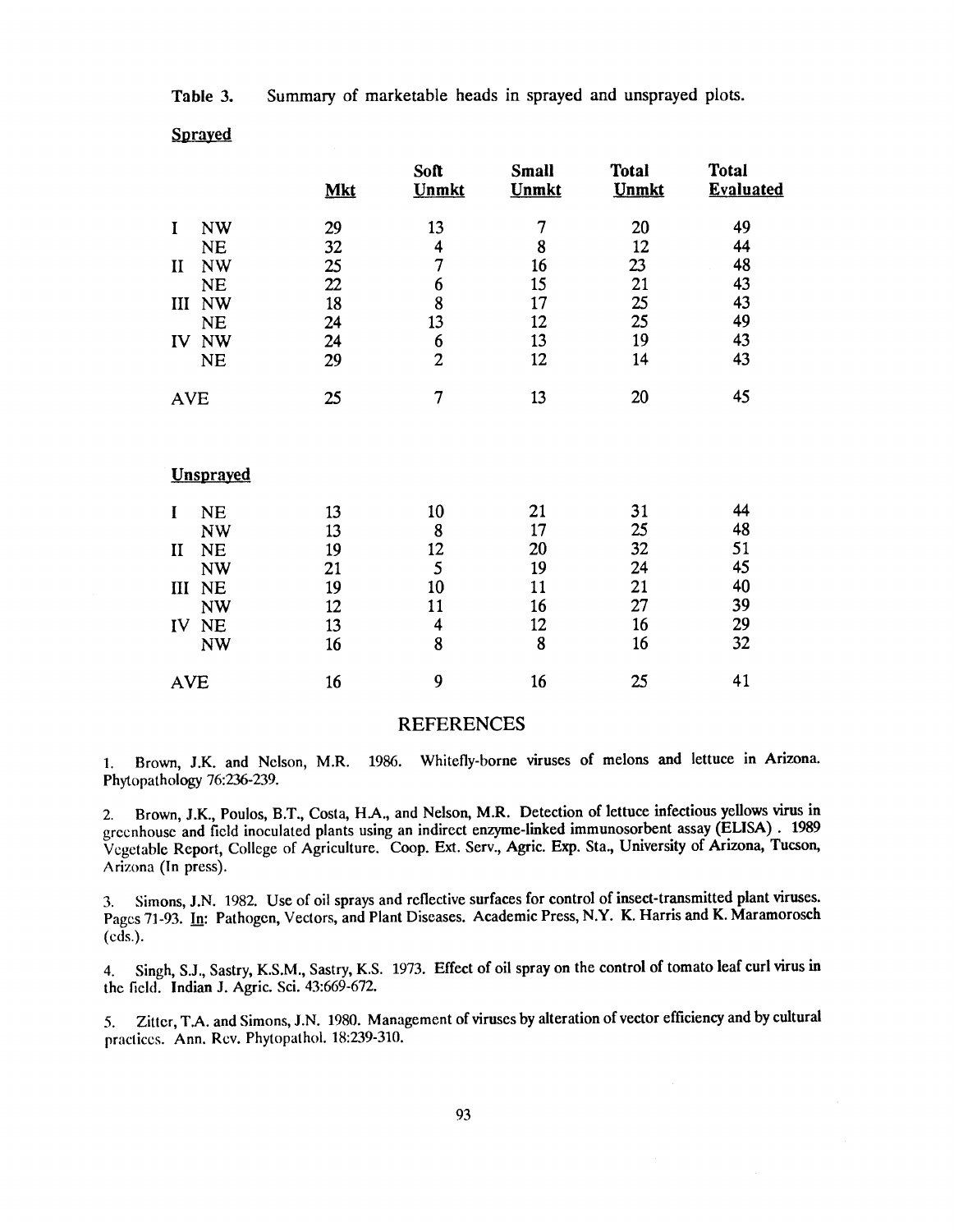Table 3. Summary of marketable heads in sprayed and unsprayed plots.

**Sprayed**

| | Mkt | Soft Unmkt | Small Unmkt | Total Unmkt | Total Evaluated |
|---|---|---|---|---|---|
| I NW | 29 | 13 | 7 | 20 | 49 |
| NE | 32 | 4 | 8 | 12 | 44 |
| II NW | 25 | 7 | 16 | 23 | 48 |
| NE | 22 | 6 | 15 | 21 | 43 |
| III NW | 18 | 8 | 17 | 25 | 43 |
| NE | 24 | 13 | 12 | 25 | 49 |
| IV NW | 24 | 6 | 13 | 19 | 43 |
| NE | 29 | 2 | 12 | 14 | 43 |
| AVE | 25 | 7 | 13 | 20 | 45 |

**Unsprayed**

| | Mkt | Soft Unmkt | Small Unmkt | Total Unmkt | Total Evaluated |
|---|---|---|---|---|---|
| I NE | 13 | 10 | 21 | 31 | 44 |
| NW | 13 | 8 | 17 | 25 | 48 |
| II NE | 19 | 12 | 20 | 32 | 51 |
| NW | 21 | 5 | 19 | 24 | 45 |
| III NE | 19 | 10 | 11 | 21 | 40 |
| NW | 12 | 11 | 16 | 27 | 39 |
| IV NE | 13 | 4 | 12 | 16 | 29 |
| NW | 16 | 8 | 8 | 16 | 32 |
| AVE | 16 | 9 | 16 | 25 | 41 |

## REFERENCES

1. Brown, J.K. and Nelson, M.R. 1986. Whitefly-borne viruses of melons and lettuce in Arizona. Phytopathology 76:236-239.

2. Brown, J.K., Poulos, B.T., Costa, H.A., and Nelson, M.R. Detection of lettuce infectious yellows virus in greenhouse and field inoculated plants using an indirect enzyme-linked immunosorbent assay (ELISA) . 1989 Vegetable Report, College of Agriculture. Coop. Ext. Serv., Agric. Exp. Sta., University of Arizona, Tucson, Arizona (In press).

3. Simons, J.N. 1982. Use of oil sprays and reflective surfaces for control of insect-transmitted plant viruses. Pages 71-93. In: Pathogen, Vectors, and Plant Diseases. Academic Press, N.Y. K. Harris and K. Maramorosch (eds.).

4. Singh, S.J., Sastry, K.S.M., Sastry, K.S. 1973. Effect of oil spray on the control of tomato leaf curl virus in the field. Indian J. Agric. Sci. 43:669-672.

5. Zitter, T.A. and Simons, J.N. 1980. Management of viruses by alteration of vector efficiency and by cultural practices. Ann. Rev. Phytopathol. 18:239-310.